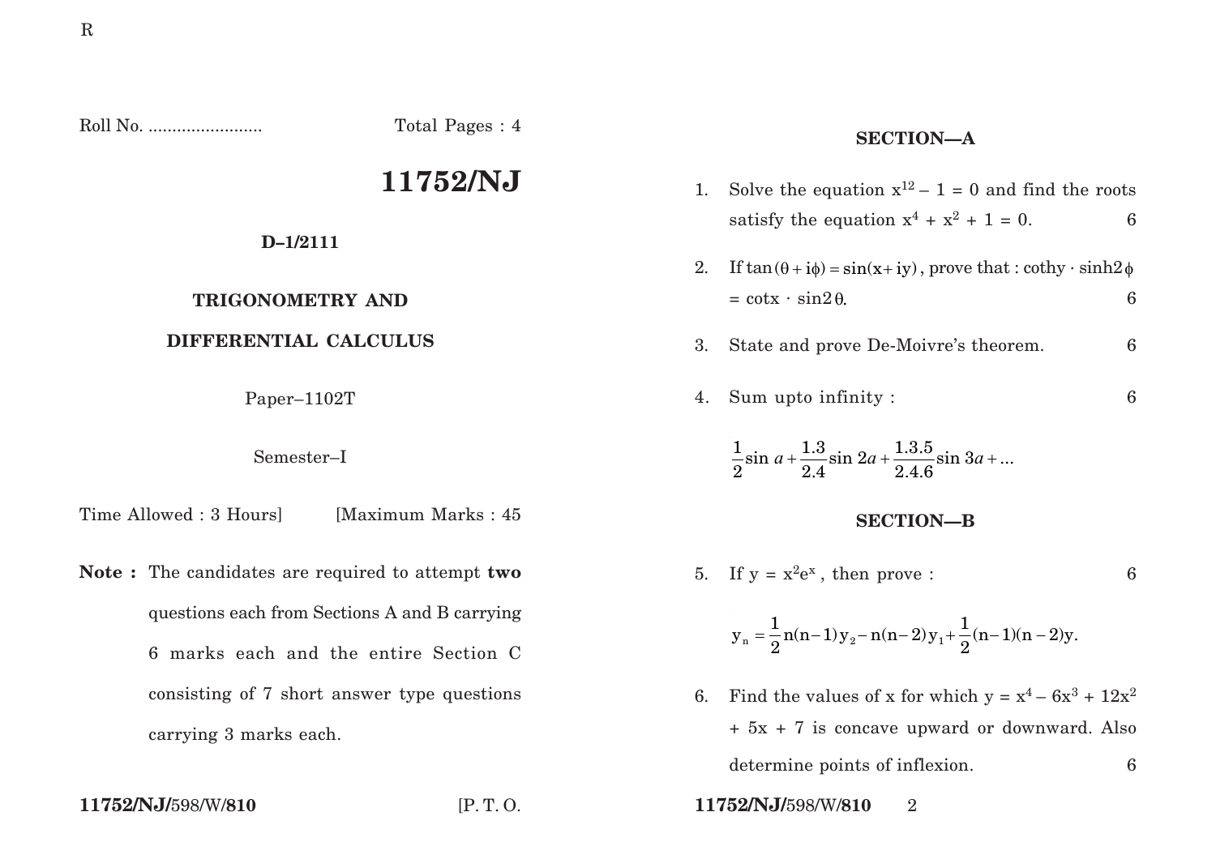Roll No. ........................ Total Pages : 4

# 11752/NJ

**D–1/2111**

**TRIGONOMETRY AND**

**DIFFERENTIAL CALCULUS**

Paper–1102T

Semester–I

Time Allowed : 3 Hours] [Maximum Marks : 45

**Note :** The candidates are required to attempt **two** questions each from Sections A and B carrying 6 marks each and the entire Section C consisting of 7 short answer type questions carrying 3 marks each.

## SECTION—A

1. Solve the equation $x^{12} - 1 = 0$ and find the roots satisfy the equation $x^4 + x^2 + 1 = 0$. 6

2. If $\tan(\theta + i\phi) = \sin(x + iy)$, prove that : $\coth y \cdot \sinh 2\phi = \cot x \cdot \sin 2\theta$. 6

3. State and prove De-Moivre's theorem. 6

4. Sum upto infinity : 6

$$\frac{1}{2}\sin a + \frac{1.3}{2.4}\sin 2a + \frac{1.3.5}{2.4.6}\sin 3a + ...$$

## SECTION—B

5. If $y = x^2 e^x$, then prove : 6

$$y_n = \frac{1}{2}n(n-1)y_2 - n(n-2)y_1 + \frac{1}{2}(n-1)(n-2)y.$$

6. Find the values of x for which $y = x^4 - 6x^3 + 12x^2 + 5x + 7$ is concave upward or downward. Also determine points of inflexion. 6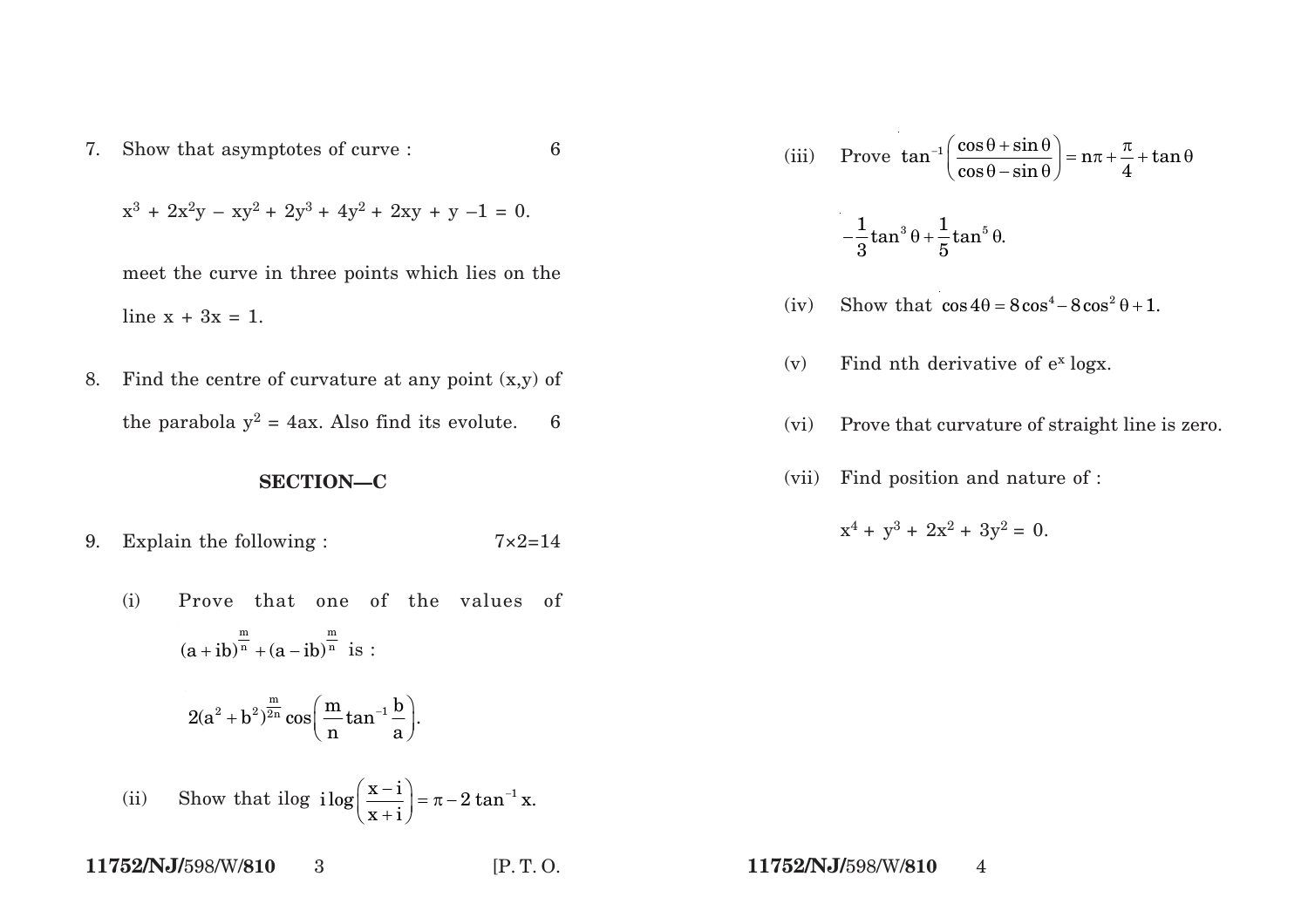7. Show that asymptotes of curve : 6

$x^3 + 2x^2y - xy^2 + 2y^3 + 4y^2 + 2xy + y - 1 = 0$.

meet the curve in three points which lies on the line $x + 3x = 1$.

8. Find the centre of curvature at any point (x,y) of the parabola $y^2 = 4ax$. Also find its evolute. 6

### SECTION—C

9. Explain the following : 7×2=14

   (i) Prove that one of the values of $(a+ib)^{\frac{m}{n}} + (a-ib)^{\frac{m}{n}}$ is :

   $$2(a^2+b^2)^{\frac{m}{2n}} \cos\left(\frac{m}{n}\tan^{-1}\frac{b}{a}\right).$$

   (ii) Show that ilog $i\log\left(\frac{x-i}{x+i}\right) = \pi - 2\tan^{-1}x$.

   (iii) Prove $\tan^{-1}\left(\frac{\cos\theta+\sin\theta}{\cos\theta-\sin\theta}\right) = n\pi + \frac{\pi}{4} + \tan\theta$

   $$-\frac{1}{3}\tan^3\theta + \frac{1}{5}\tan^5\theta.$$

   (iv) Show that $\cos 4\theta = 8\cos^4 - 8\cos^2\theta + 1$.

   (v) Find nth derivative of $e^x \log x$.

   (vi) Prove that curvature of straight line is zero.

   (vii) Find position and nature of :

   $x^4 + y^3 + 2x^2 + 3y^2 = 0$.